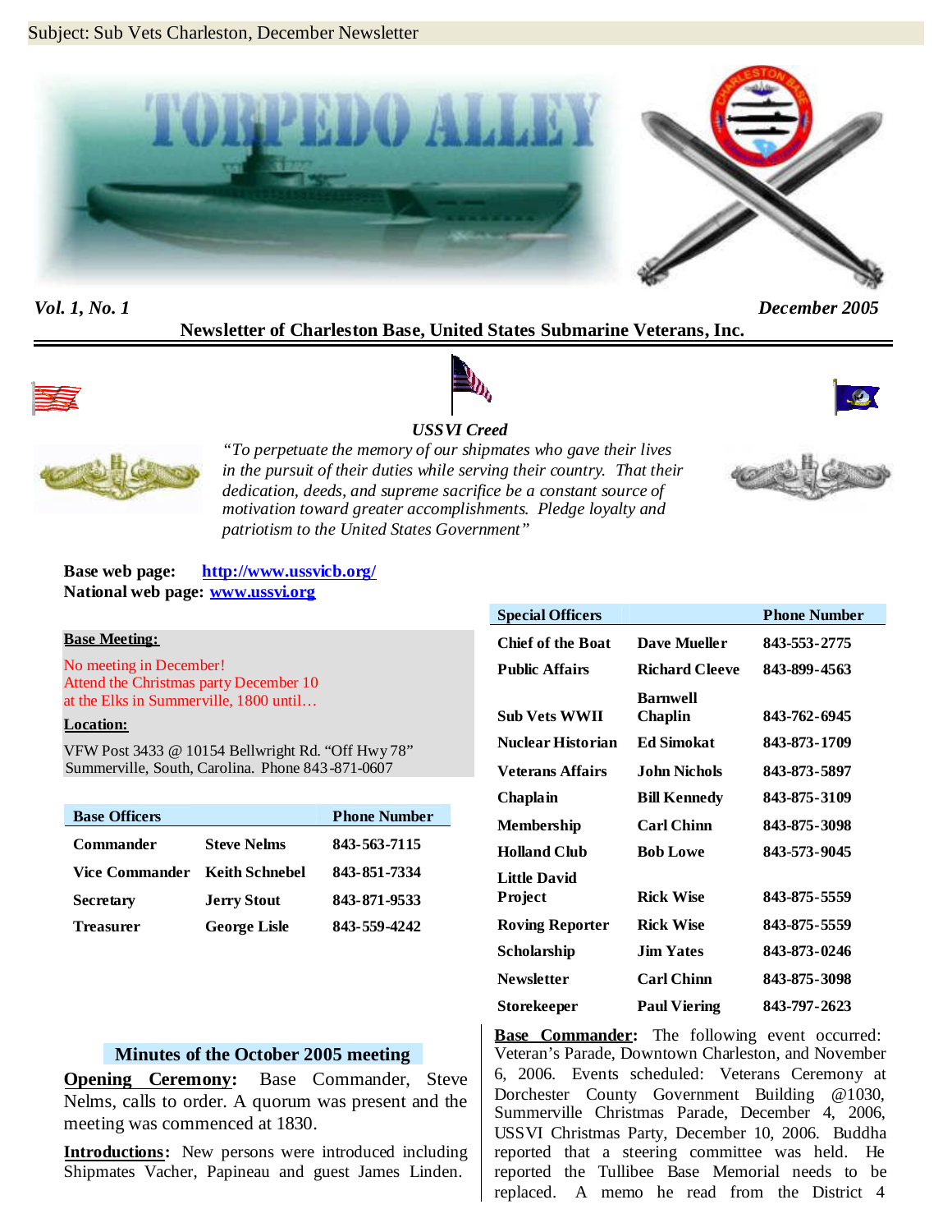Subject: Sub Vets Charleston, December Newsletter

# TORPEDO ALLEY

*Vol. 1, No. 1* *December 2005*

**Newsletter of Charleston Base, United States Submarine Veterans, Inc.**

***USSVI Creed***

*"To perpetuate the memory of our shipmates who gave their lives in the pursuit of their duties while serving their country. That their dedication, deeds, and supreme sacrifice be a constant source of motivation toward greater accomplishments. Pledge loyalty and patriotism to the United States Government"*

**Base web page:** http://www.ussvicb.org/
**National web page:** www.ussvi.org

**Base Meeting:**

No meeting in December!
Attend the Christmas party December 10
at the Elks in Summerville, 1800 until…

**Location:**

VFW Post 3433 @ 10154 Bellwright Rd. "Off Hwy 78"
Summerville, South, Carolina. Phone 843-871-0607

| Base Officers | | Phone Number |
|---|---|---|
| Commander | Steve Nelms | 843-563-7115 |
| Vice Commander | Keith Schnebel | 843-851-7334 |
| Secretary | Jerry Stout | 843-871-9533 |
| Treasurer | George Lisle | 843-559-4242 |

| Special Officers | | Phone Number |
|---|---|---|
| Chief of the Boat | Dave Mueller | 843-553-2775 |
| Public Affairs | Richard Cleeve | 843-899-4563 |
| Sub Vets WWII | Barnwell Chaplin | 843-762-6945 |
| Nuclear Historian | Ed Simokat | 843-873-1709 |
| Veterans Affairs | John Nichols | 843-873-5897 |
| Chaplain | Bill Kennedy | 843-875-3109 |
| Membership | Carl Chinn | 843-875-3098 |
| Holland Club | Bob Lowe | 843-573-9045 |
| Little David Project | Rick Wise | 843-875-5559 |
| Roving Reporter | Rick Wise | 843-875-5559 |
| Scholarship | Jim Yates | 843-873-0246 |
| Newsletter | Carl Chinn | 843-875-3098 |
| Storekeeper | Paul Viering | 843-797-2623 |

## Minutes of the October 2005 meeting

**Opening Ceremony:** Base Commander, Steve Nelms, calls to order. A quorum was present and the meeting was commenced at 1830.

**Introductions:** New persons were introduced including Shipmates Vacher, Papineau and guest James Linden.

**Base Commander:** The following event occurred: Veteran's Parade, Downtown Charleston, and November 6, 2006. Events scheduled: Veterans Ceremony at Dorchester County Government Building @1030, Summerville Christmas Parade, December 4, 2006, USSVI Christmas Party, December 10, 2006. Buddha reported that a steering committee was held. He reported the Tullibee Base Memorial needs to be replaced. A memo he read from the District 4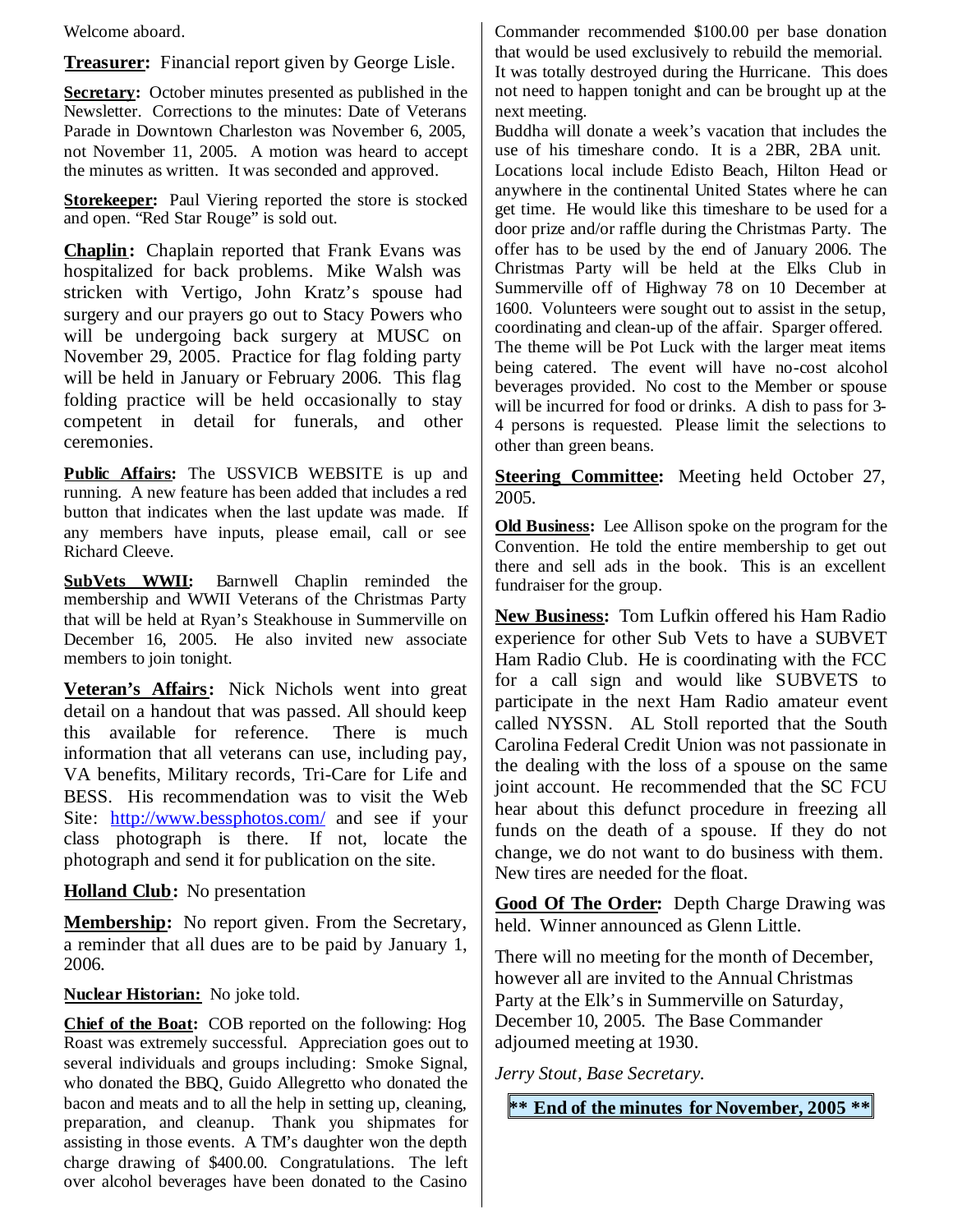Welcome aboard.

**Treasurer:** Financial report given by George Lisle.

**Secretary:** October minutes presented as published in the Newsletter. Corrections to the minutes: Date of Veterans Parade in Downtown Charleston was November 6, 2005, not November 11, 2005. A motion was heard to accept the minutes as written. It was seconded and approved.

**Storekeeper:** Paul Viering reported the store is stocked and open. "Red Star Rouge" is sold out.

**Chaplin:** Chaplain reported that Frank Evans was hospitalized for back problems. Mike Walsh was stricken with Vertigo, John Kratz's spouse had surgery and our prayers go out to Stacy Powers who will be undergoing back surgery at MUSC on November 29, 2005. Practice for flag folding party will be held in January or February 2006. This flag folding practice will be held occasionally to stay competent in detail for funerals, and other ceremonies.

**Public Affairs:** The USSVICB WEBSITE is up and running. A new feature has been added that includes a red button that indicates when the last update was made. If any members have inputs, please email, call or see Richard Cleeve.

**SubVets WWII:** Barnwell Chaplin reminded the membership and WWII Veterans of the Christmas Party that will be held at Ryan's Steakhouse in Summerville on December 16, 2005. He also invited new associate members to join tonight.

**Veteran's Affairs:** Nick Nichols went into great detail on a handout that was passed. All should keep this available for reference. There is much information that all veterans can use, including pay, VA benefits, Military records, Tri-Care for Life and BESS. His recommendation was to visit the Web Site: http://www.bessphotos.com/ and see if your class photograph is there. If not, locate the photograph and send it for publication on the site.

**Holland Club:** No presentation

**Membership:** No report given. From the Secretary, a reminder that all dues are to be paid by January 1, 2006.

**Nuclear Historian:** No joke told.

**Chief of the Boat:** COB reported on the following: Hog Roast was extremely successful. Appreciation goes out to several individuals and groups including: Smoke Signal, who donated the BBQ, Guido Allegretto who donated the bacon and meats and to all the help in setting up, cleaning, preparation, and cleanup. Thank you shipmates for assisting in those events. A TM's daughter won the depth charge drawing of $400.00. Congratulations. The left over alcohol beverages have been donated to the Casino Commander recommended $100.00 per base donation that would be used exclusively to rebuild the memorial. It was totally destroyed during the Hurricane. This does not need to happen tonight and can be brought up at the next meeting.

Buddha will donate a week's vacation that includes the use of his timeshare condo. It is a 2BR, 2BA unit. Locations local include Edisto Beach, Hilton Head or anywhere in the continental United States where he can get time. He would like this timeshare to be used for a door prize and/or raffle during the Christmas Party. The offer has to be used by the end of January 2006. The Christmas Party will be held at the Elks Club in Summerville off of Highway 78 on 10 December at 1600. Volunteers were sought out to assist in the setup, coordinating and clean-up of the affair. Sparger offered. The theme will be Pot Luck with the larger meat items being catered. The event will have no-cost alcohol beverages provided. No cost to the Member or spouse will be incurred for food or drinks. A dish to pass for 3-4 persons is requested. Please limit the selections to other than green beans.

**Steering Committee:** Meeting held October 27, 2005.

**Old Business:** Lee Allison spoke on the program for the Convention. He told the entire membership to get out there and sell ads in the book. This is an excellent fundraiser for the group.

**New Business:** Tom Lufkin offered his Ham Radio experience for other Sub Vets to have a SUBVET Ham Radio Club. He is coordinating with the FCC for a call sign and would like SUBVETS to participate in the next Ham Radio amateur event called NYSSN. AL Stoll reported that the South Carolina Federal Credit Union was not passionate in the dealing with the loss of a spouse on the same joint account. He recommended that the SC FCU hear about this defunct procedure in freezing all funds on the death of a spouse. If they do not change, we do not want to do business with them. New tires are needed for the float.

**Good Of The Order:** Depth Charge Drawing was held. Winner announced as Glenn Little.

There will no meeting for the month of December, however all are invited to the Annual Christmas Party at the Elk's in Summerville on Saturday, December 10, 2005. The Base Commander adjourned meeting at 1930.

*Jerry Stout, Base Secretary.*

**\*\* End of the minutes for November, 2005 \*\***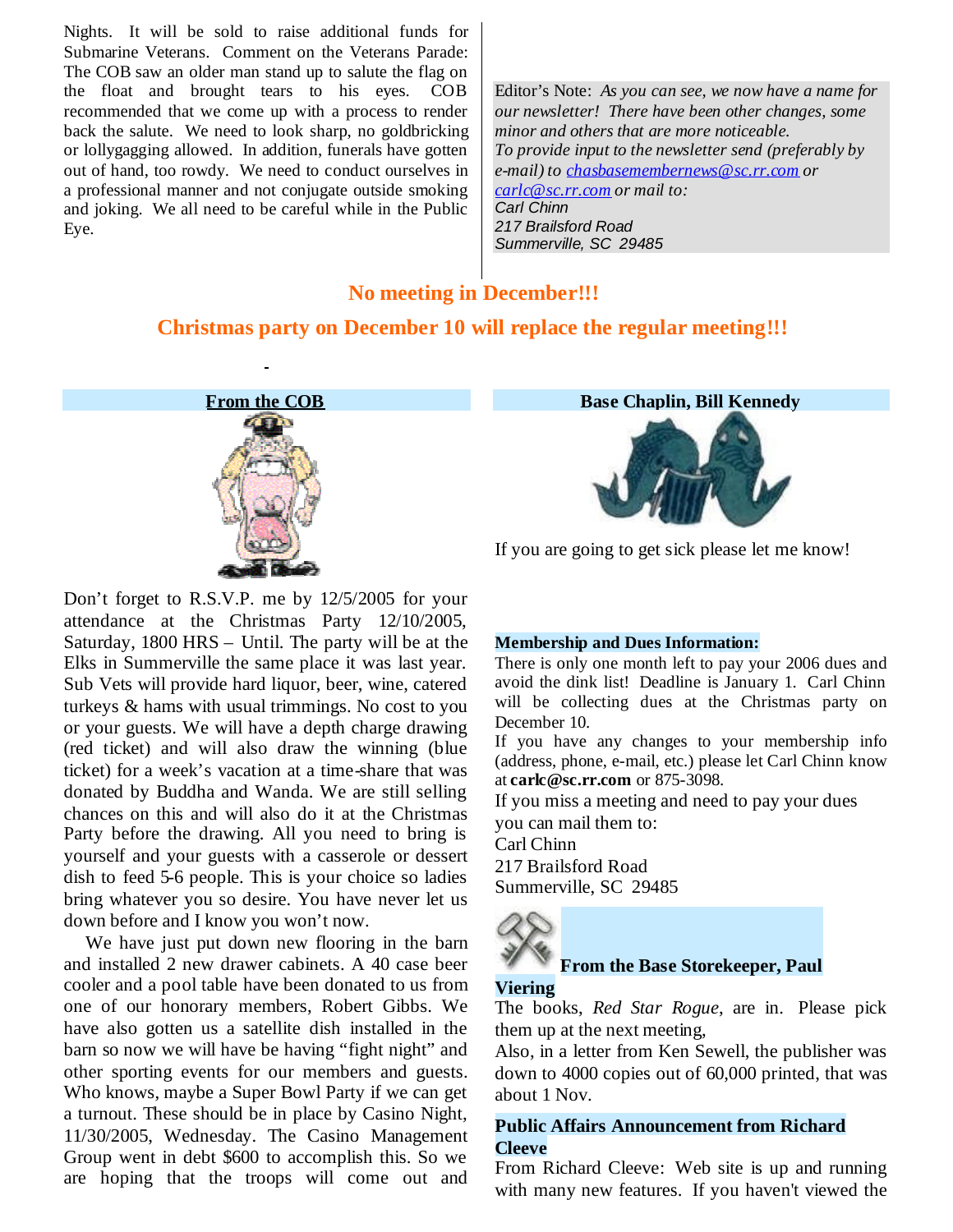Nights. It will be sold to raise additional funds for Submarine Veterans. Comment on the Veterans Parade: The COB saw an older man stand up to salute the flag on the float and brought tears to his eyes. COB recommended that we come up with a process to render back the salute. We need to look sharp, no goldbricking or lollygagging allowed. In addition, funerals have gotten out of hand, too rowdy. We need to conduct ourselves in a professional manner and not conjugate outside smoking and joking. We all need to be careful while in the Public Eye.

Editor's Note: *As you can see, we now have a name for our newsletter! There have been other changes, some minor and others that are more noticeable.*
*To provide input to the newsletter send (preferably by e-mail) to* *chasbasemembernews@sc.rr.com* *or* *carlc@sc.rr.com* *or mail to:*
*Carl Chinn*
*217 Brailsford Road*
*Summerville, SC 29485*

**No meeting in December!!!**

**Christmas party on December 10 will replace the regular meeting!!!**

## From the COB

Don't forget to R.S.V.P. me by 12/5/2005 for your attendance at the Christmas Party 12/10/2005, Saturday, 1800 HRS – Until. The party will be at the Elks in Summerville the same place it was last year. Sub Vets will provide hard liquor, beer, wine, catered turkeys & hams with usual trimmings. No cost to you or your guests. We will have a depth charge drawing (red ticket) and will also draw the winning (blue ticket) for a week's vacation at a time-share that was donated by Buddha and Wanda. We are still selling chances on this and will also do it at the Christmas Party before the drawing. All you need to bring is yourself and your guests with a casserole or dessert dish to feed 5-6 people. This is your choice so ladies bring whatever you so desire. You have never let us down before and I know you won't now.

We have just put down new flooring in the barn and installed 2 new drawer cabinets. A 40 case beer cooler and a pool table have been donated to us from one of our honorary members, Robert Gibbs. We have also gotten us a satellite dish installed in the barn so now we will have be having "fight night" and other sporting events for our members and guests. Who knows, maybe a Super Bowl Party if we can get a turnout. These should be in place by Casino Night, 11/30/2005, Wednesday. The Casino Management Group went in debt $600 to accomplish this. So we are hoping that the troops will come out and

## Base Chaplin, Bill Kennedy

If you are going to get sick please let me know!

## Membership and Dues Information:

There is only one month left to pay your 2006 dues and avoid the dink list! Deadline is January 1. Carl Chinn will be collecting dues at the Christmas party on December 10.

If you have any changes to your membership info (address, phone, e-mail, etc.) please let Carl Chinn know at **carlc@sc.rr.com** or 875-3098.

If you miss a meeting and need to pay your dues you can mail them to:
Carl Chinn
217 Brailsford Road
Summerville, SC 29485

## From the Base Storekeeper, Paul Viering

The books, *Red Star Rogue*, are in. Please pick them up at the next meeting,

Also, in a letter from Ken Sewell, the publisher was down to 4000 copies out of 60,000 printed, that was about 1 Nov.

## Public Affairs Announcement from Richard Cleeve

From Richard Cleeve: Web site is up and running with many new features. If you haven't viewed the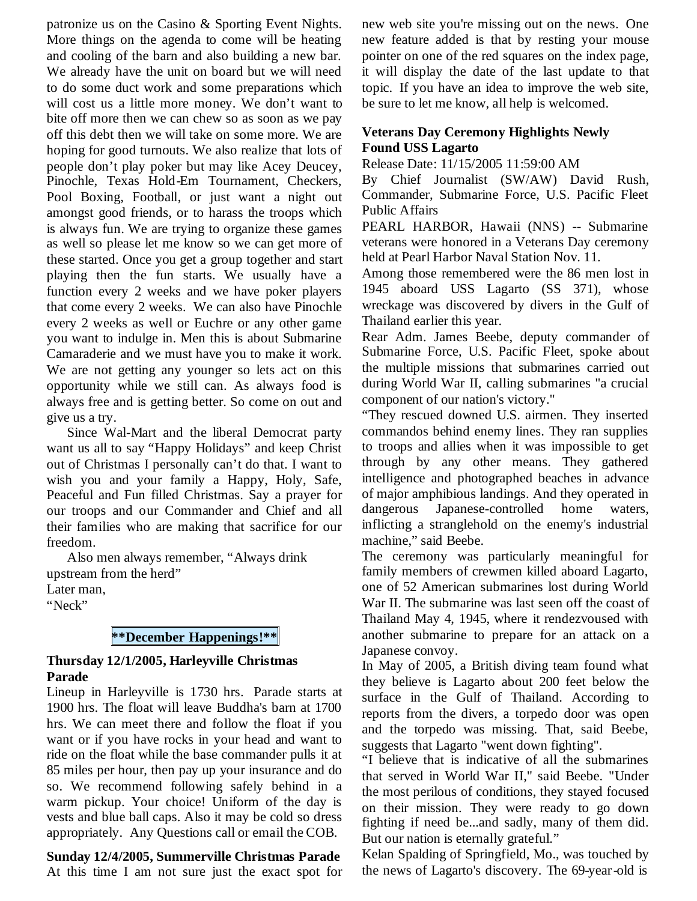patronize us on the Casino & Sporting Event Nights. More things on the agenda to come will be heating and cooling of the barn and also building a new bar. We already have the unit on board but we will need to do some duct work and some preparations which will cost us a little more money. We don't want to bite off more then we can chew so as soon as we pay off this debt then we will take on some more. We are hoping for good turnouts. We also realize that lots of people don't play poker but may like Acey Deucey, Pinochle, Texas Hold-Em Tournament, Checkers, Pool Boxing, Football, or just want a night out amongst good friends, or to harass the troops which is always fun. We are trying to organize these games as well so please let me know so we can get more of these started. Once you get a group together and start playing then the fun starts. We usually have a function every 2 weeks and we have poker players that come every 2 weeks. We can also have Pinochle every 2 weeks as well or Euchre or any other game you want to indulge in. Men this is about Submarine Camaraderie and we must have you to make it work. We are not getting any younger so lets act on this opportunity while we still can. As always food is always free and is getting better. So come on out and give us a try.

Since Wal-Mart and the liberal Democrat party want us all to say "Happy Holidays" and keep Christ out of Christmas I personally can't do that. I want to wish you and your family a Happy, Holy, Safe, Peaceful and Fun filled Christmas. Say a prayer for our troops and our Commander and Chief and all their families who are making that sacrifice for our freedom.

Also men always remember, "Always drink upstream from the herd"

Later man,

"Neck"

## **December Happenings!**

**Thursday 12/1/2005, Harleyville Christmas Parade**

Lineup in Harleyville is 1730 hrs. Parade starts at 1900 hrs. The float will leave Buddha's barn at 1700 hrs. We can meet there and follow the float if you want or if you have rocks in your head and want to ride on the float while the base commander pulls it at 85 miles per hour, then pay up your insurance and do so. We recommend following safely behind in a warm pickup. Your choice! Uniform of the day is vests and blue ball caps. Also it may be cold so dress appropriately. Any Questions call or email the COB.

**Sunday 12/4/2005, Summerville Christmas Parade**

At this time I am not sure just the exact spot for new web site you're missing out on the news. One new feature added is that by resting your mouse pointer on one of the red squares on the index page, it will display the date of the last update to that topic. If you have an idea to improve the web site, be sure to let me know, all help is welcomed.

**Veterans Day Ceremony Highlights Newly Found USS Lagarto**

Release Date: 11/15/2005 11:59:00 AM

By Chief Journalist (SW/AW) David Rush, Commander, Submarine Force, U.S. Pacific Fleet Public Affairs

PEARL HARBOR, Hawaii (NNS) -- Submarine veterans were honored in a Veterans Day ceremony held at Pearl Harbor Naval Station Nov. 11.

Among those remembered were the 86 men lost in 1945 aboard USS Lagarto (SS 371), whose wreckage was discovered by divers in the Gulf of Thailand earlier this year.

Rear Adm. James Beebe, deputy commander of Submarine Force, U.S. Pacific Fleet, spoke about the multiple missions that submarines carried out during World War II, calling submarines "a crucial component of our nation's victory."

"They rescued downed U.S. airmen. They inserted commandos behind enemy lines. They ran supplies to troops and allies when it was impossible to get through by any other means. They gathered intelligence and photographed beaches in advance of major amphibious landings. And they operated in dangerous Japanese-controlled home waters, inflicting a stranglehold on the enemy's industrial machine," said Beebe.

The ceremony was particularly meaningful for family members of crewmen killed aboard Lagarto, one of 52 American submarines lost during World War II. The submarine was last seen off the coast of Thailand May 4, 1945, where it rendezvoused with another submarine to prepare for an attack on a Japanese convoy.

In May of 2005, a British diving team found what they believe is Lagarto about 200 feet below the surface in the Gulf of Thailand. According to reports from the divers, a torpedo door was open and the torpedo was missing. That, said Beebe, suggests that Lagarto "went down fighting".

"I believe that is indicative of all the submarines that served in World War II," said Beebe. "Under the most perilous of conditions, they stayed focused on their mission. They were ready to go down fighting if need be...and sadly, many of them did. But our nation is eternally grateful."

Kelan Spalding of Springfield, Mo., was touched by the news of Lagarto's discovery. The 69-year-old is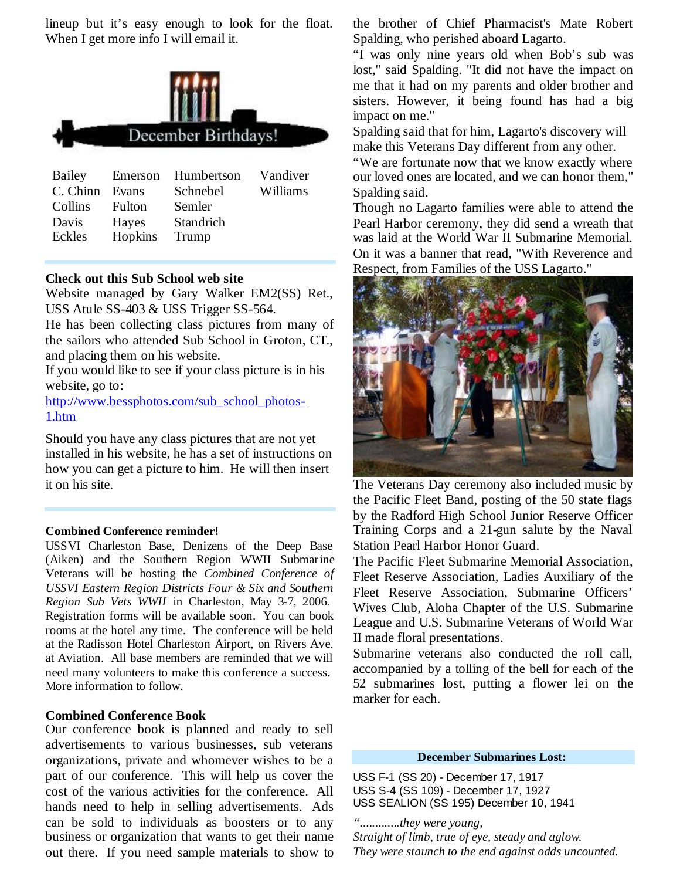lineup but it's easy enough to look for the float. When I get more info I will email it.

December Birthdays!

| Bailey | Emerson | Humbertson | Vandiver |
|---|---|---|---|
| C. Chinn | Evans | Schnebel | Williams |
| Collins | Fulton | Semler | |
| Davis | Hayes | Standrich | |
| Eckles | Hopkins | Trump | |

**Check out this Sub School web site**

Website managed by Gary Walker EM2(SS) Ret., USS Atule SS-403 & USS Trigger SS-564.

He has been collecting class pictures from many of the sailors who attended Sub School in Groton, CT., and placing them on his website.

If you would like to see if your class picture is in his website, go to:

http://www.bessphotos.com/sub_school_photos-1.htm

Should you have any class pictures that are not yet installed in his website, he has a set of instructions on how you can get a picture to him. He will then insert it on his site.

**Combined Conference reminder!**

USSVI Charleston Base, Denizens of the Deep Base (Aiken) and the Southern Region WWII Submarine Veterans will be hosting the *Combined Conference of USSVI Eastern Region Districts Four & Six and Southern Region Sub Vets WWII* in Charleston, May 3-7, 2006. Registration forms will be available soon. You can book rooms at the hotel any time. The conference will be held at the Radisson Hotel Charleston Airport, on Rivers Ave. at Aviation. All base members are reminded that we will need many volunteers to make this conference a success. More information to follow.

**Combined Conference Book**

Our conference book is planned and ready to sell advertisements to various businesses, sub veterans organizations, private and whomever wishes to be a part of our conference. This will help us cover the cost of the various activities for the conference. All hands need to help in selling advertisements. Ads can be sold to individuals as boosters or to any business or organization that wants to get their name out there. If you need sample materials to show to

the brother of Chief Pharmacist's Mate Robert Spalding, who perished aboard Lagarto.

"I was only nine years old when Bob's sub was lost," said Spalding. "It did not have the impact on me that it had on my parents and older brother and sisters. However, it being found has had a big impact on me."

Spalding said that for him, Lagarto's discovery will make this Veterans Day different from any other.

"We are fortunate now that we know exactly where our loved ones are located, and we can honor them," Spalding said.

Though no Lagarto families were able to attend the Pearl Harbor ceremony, they did send a wreath that was laid at the World War II Submarine Memorial. On it was a banner that read, "With Reverence and Respect, from Families of the USS Lagarto."

The Veterans Day ceremony also included music by the Pacific Fleet Band, posting of the 50 state flags by the Radford High School Junior Reserve Officer Training Corps and a 21-gun salute by the Naval Station Pearl Harbor Honor Guard.

The Pacific Fleet Submarine Memorial Association, Fleet Reserve Association, Ladies Auxiliary of the Fleet Reserve Association, Submarine Officers' Wives Club, Aloha Chapter of the U.S. Submarine League and U.S. Submarine Veterans of World War II made floral presentations.

Submarine veterans also conducted the roll call, accompanied by a tolling of the bell for each of the 52 submarines lost, putting a flower lei on the marker for each.

**December Submarines Lost:**

USS F-1 (SS 20) - December 17, 1917
USS S-4 (SS 109) - December 17, 1927
USS SEALION (SS 195) December 10, 1941

*".............they were young,*
*Straight of limb, true of eye, steady and aglow.*
*They were staunch to the end against odds uncounted.*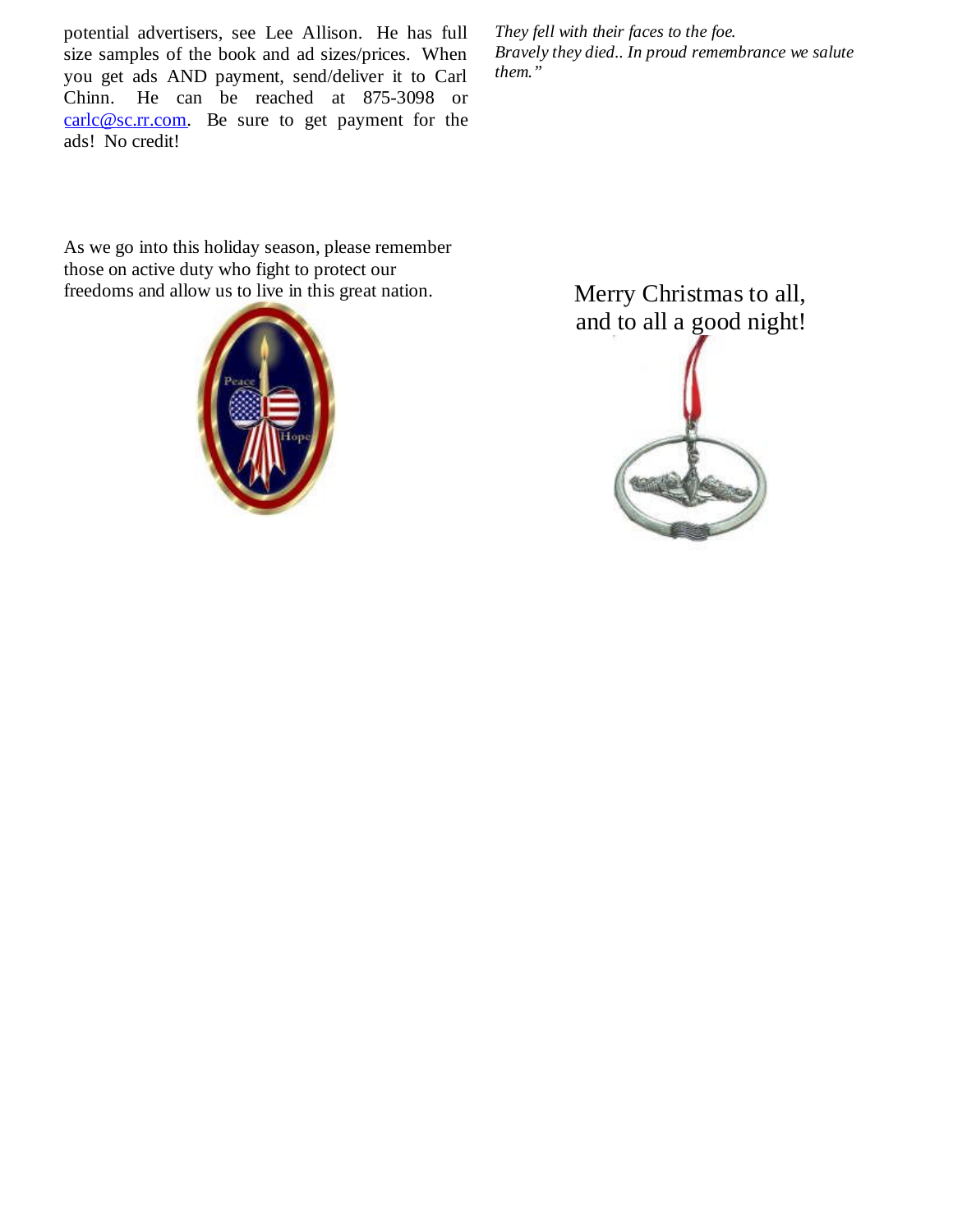potential advertisers, see Lee Allison. He has full size samples of the book and ad sizes/prices. When you get ads AND payment, send/deliver it to Carl Chinn. He can be reached at 875-3098 or carlc@sc.rr.com. Be sure to get payment for the ads! No credit!

*They fell with their faces to the foe.*
*Bravely they died.. In proud remembrance we salute them."*

As we go into this holiday season, please remember those on active duty who fight to protect our freedoms and allow us to live in this great nation.

Merry Christmas to all,
and to all a good night!